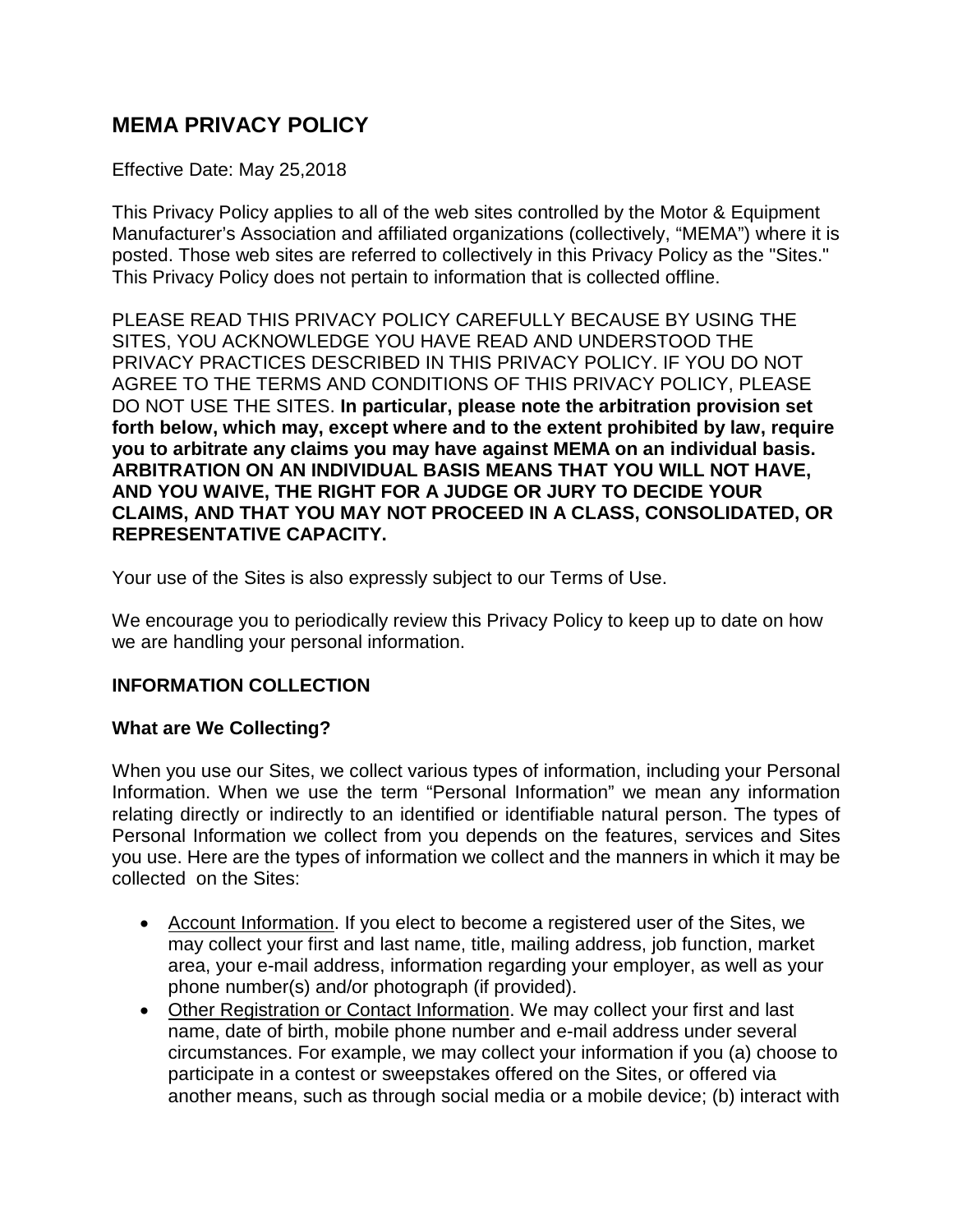# MEMA PRIVACY POLICY

Effective Date: May 25,2018

This Privacy Policy applies to all of the web sites controlled by the Motor & Equipment Manufacturer's Association and affiliated organizations (collectively, "MEMA") where it is posted. Those web sites are referred to collectively in this Privacy Policy as the "Sites." This Privacy Policy does not pertain to information that is collected offline.

PLEASE READ THIS PRIVACY POLICY CAREFULLY BECAUSE BY USING THE SITES, YOU ACKNOWLEDGE YOU HAVE READ AND UNDERSTOOD THE PRIVACY PRACTICES DESCRIBED IN THIS PRIVACY POLICY. IF YOU DO NOT AGREE TO THE TERMS AND CONDITIONS OF THIS PRIVACY POLICY, PLEASE DO NOT USE THE SITES. **In particular, please note the arbitration provision set forth below, which may, except where and to the extent prohibited by law, require you to arbitrate any claims you may have against MEMA on an individual basis. ARBITRATION ON AN INDIVIDUAL BASIS MEANS THAT YOU WILL NOT HAVE, AND YOU WAIVE, THE RIGHT FOR A JUDGE OR JURY TO DECIDE YOUR CLAIMS, AND THAT YOU MAY NOT PROCEED IN A CLASS, CONSOLIDATED, OR REPRESENTATIVE CAPACITY.**

Your use of the Sites is also expressly subject to our Terms of Use.

We encourage you to periodically review this Privacy Policy to keep up to date on how we are handling your personal information.

## INFORMATION COLLECTION

### What are We Collecting?

When you use our Sites, we collect various types of information, including your Personal Information. When we use the term "Personal Information" we mean any information relating directly or indirectly to an identified or identifiable natural person. The types of Personal Information we collect from you depends on the features, services and Sites you use. Here are the types of information we collect and the manners in which it may be collected on the Sites:

- Account Information. If you elect to become a registered user of the Sites, we may collect your first and last name, title, mailing address, job function, market area, your e-mail address, information regarding your employer, as well as your phone number(s) and/or photograph (if provided).
- Other Registration or Contact Information. We may collect your first and last name, date of birth, mobile phone number and e-mail address under several circumstances. For example, we may collect your information if you (a) choose to participate in a contest or sweepstakes offered on the Sites, or offered via another means, such as through social media or a mobile device; (b) interact with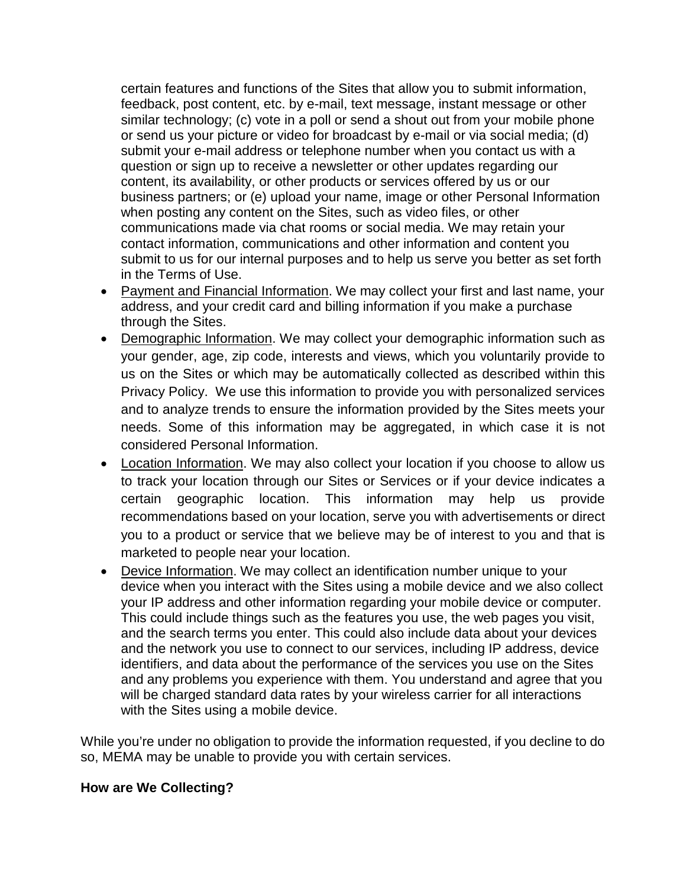certain features and functions of the Sites that allow you to submit information, feedback, post content, etc. by e-mail, text message, instant message or other similar technology; (c) vote in a poll or send a shout out from your mobile phone or send us your picture or video for broadcast by e-mail or via social media; (d) submit your e-mail address or telephone number when you contact us with a question or sign up to receive a newsletter or other updates regarding our content, its availability, or other products or services offered by us or our business partners; or (e) upload your name, image or other Personal Information when posting any content on the Sites, such as video files, or other communications made via chat rooms or social media. We may retain your contact information, communications and other information and content you submit to us for our internal purposes and to help us serve you better as set forth in the Terms of Use.

- Payment and Financial Information. We may collect your first and last name, your address, and your credit card and billing information if you make a purchase through the Sites.
- Demographic Information. We may collect your demographic information such as your gender, age, zip code, interests and views, which you voluntarily provide to us on the Sites or which may be automatically collected as described within this Privacy Policy. We use this information to provide you with personalized services and to analyze trends to ensure the information provided by the Sites meets your needs. Some of this information may be aggregated, in which case it is not considered Personal Information.
- Location Information. We may also collect your location if you choose to allow us to track your location through our Sites or Services or if your device indicates a certain geographic location. This information may help us provide recommendations based on your location, serve you with advertisements or direct you to a product or service that we believe may be of interest to you and that is marketed to people near your location.
- Device Information. We may collect an identification number unique to your device when you interact with the Sites using a mobile device and we also collect your IP address and other information regarding your mobile device or computer. This could include things such as the features you use, the web pages you visit, and the search terms you enter. This could also include data about your devices and the network you use to connect to our services, including IP address, device identifiers, and data about the performance of the services you use on the Sites and any problems you experience with them. You understand and agree that you will be charged standard data rates by your wireless carrier for all interactions with the Sites using a mobile device.

While you're under no obligation to provide the information requested, if you decline to do so, MEMA may be unable to provide you with certain services.

**How are We Collecting?**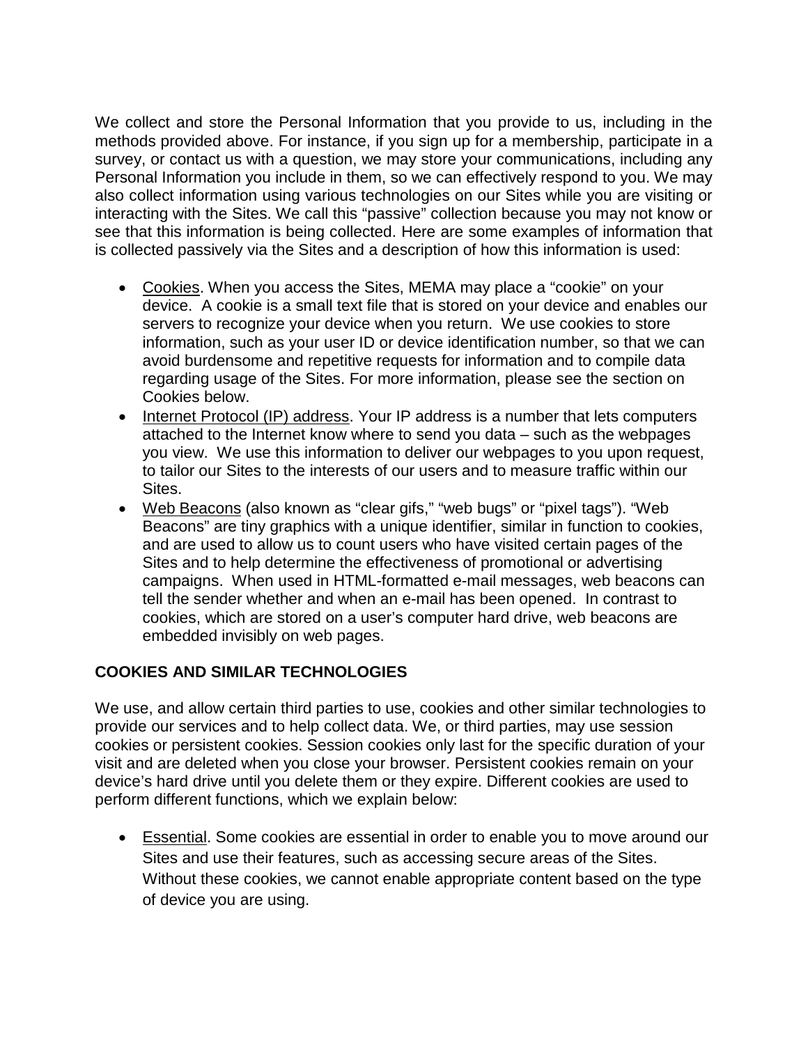We collect and store the Personal Information that you provide to us, including in the methods provided above. For instance, if you sign up for a membership, participate in a survey, or contact us with a question, we may store your communications, including any Personal Information you include in them, so we can effectively respond to you. We may also collect information using various technologies on our Sites while you are visiting or interacting with the Sites. We call this "passive" collection because you may not know or see that this information is being collected. Here are some examples of information that is collected passively via the Sites and a description of how this information is used:

- Cookies. When you access the Sites, MEMA may place a "cookie" on your device. A cookie is a small text file that is stored on your device and enables our servers to recognize your device when you return. We use cookies to store information, such as your user ID or device identification number, so that we can avoid burdensome and repetitive requests for information and to compile data regarding usage of the Sites. For more information, please see the section on Cookies below.
- Internet Protocol (IP) address. Your IP address is a number that lets computers attached to the Internet know where to send you data – such as the webpages you view. We use this information to deliver our webpages to you upon request, to tailor our Sites to the interests of our users and to measure traffic within our Sites.
- Web Beacons (also known as "clear gifs," "web bugs" or "pixel tags"). "Web Beacons" are tiny graphics with a unique identifier, similar in function to cookies, and are used to allow us to count users who have visited certain pages of the Sites and to help determine the effectiveness of promotional or advertising campaigns. When used in HTML-formatted e-mail messages, web beacons can tell the sender whether and when an e-mail has been opened. In contrast to cookies, which are stored on a user's computer hard drive, web beacons are embedded invisibly on web pages.

## COOKIES AND SIMILAR TECHNOLOGIES

We use, and allow certain third parties to use, cookies and other similar technologies to provide our services and to help collect data. We, or third parties, may use session cookies or persistent cookies. Session cookies only last for the specific duration of your visit and are deleted when you close your browser. Persistent cookies remain on your device's hard drive until you delete them or they expire. Different cookies are used to perform different functions, which we explain below:

- Essential. Some cookies are essential in order to enable you to move around our Sites and use their features, such as accessing secure areas of the Sites. Without these cookies, we cannot enable appropriate content based on the type of device you are using.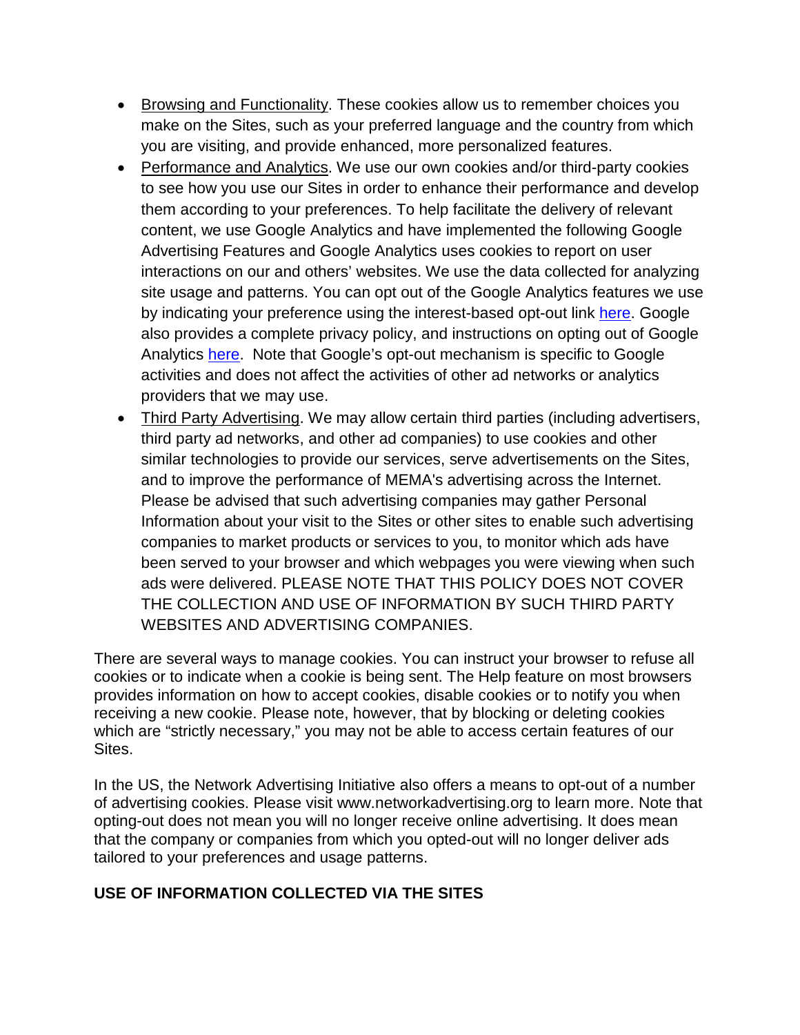- Browsing and Functionality. These cookies allow us to remember choices you make on the Sites, such as your preferred language and the country from which you are visiting, and provide enhanced, more personalized features.
- Performance and Analytics. We use our own cookies and/or third-party cookies to see how you use our Sites in order to enhance their performance and develop them according to your preferences. To help facilitate the delivery of relevant content, we use Google Analytics and have implemented the following Google Advertising Features and Google Analytics uses cookies to report on user interactions on our and others' websites. We use the data collected for analyzing site usage and patterns. You can opt out of the Google Analytics features we use by indicating your preference using the interest-based opt-out link here. Google also provides a complete privacy policy, and instructions on opting out of Google Analytics here. Note that Google's opt-out mechanism is specific to Google activities and does not affect the activities of other ad networks or analytics providers that we may use.
- Third Party Advertising. We may allow certain third parties (including advertisers, third party ad networks, and other ad companies) to use cookies and other similar technologies to provide our services, serve advertisements on the Sites, and to improve the performance of MEMA's advertising across the Internet. Please be advised that such advertising companies may gather Personal Information about your visit to the Sites or other sites to enable such advertising companies to market products or services to you, to monitor which ads have been served to your browser and which webpages you were viewing when such ads were delivered. PLEASE NOTE THAT THIS POLICY DOES NOT COVER THE COLLECTION AND USE OF INFORMATION BY SUCH THIRD PARTY WEBSITES AND ADVERTISING COMPANIES.

There are several ways to manage cookies. You can instruct your browser to refuse all cookies or to indicate when a cookie is being sent. The Help feature on most browsers provides information on how to accept cookies, disable cookies or to notify you when receiving a new cookie. Please note, however, that by blocking or deleting cookies which are "strictly necessary," you may not be able to access certain features of our Sites.

In the US, the Network Advertising Initiative also offers a means to opt-out of a number of advertising cookies. Please visit www.networkadvertising.org to learn more. Note that opting-out does not mean you will no longer receive online advertising. It does mean that the company or companies from which you opted-out will no longer deliver ads tailored to your preferences and usage patterns.

## USE OF INFORMATION COLLECTED VIA THE SITES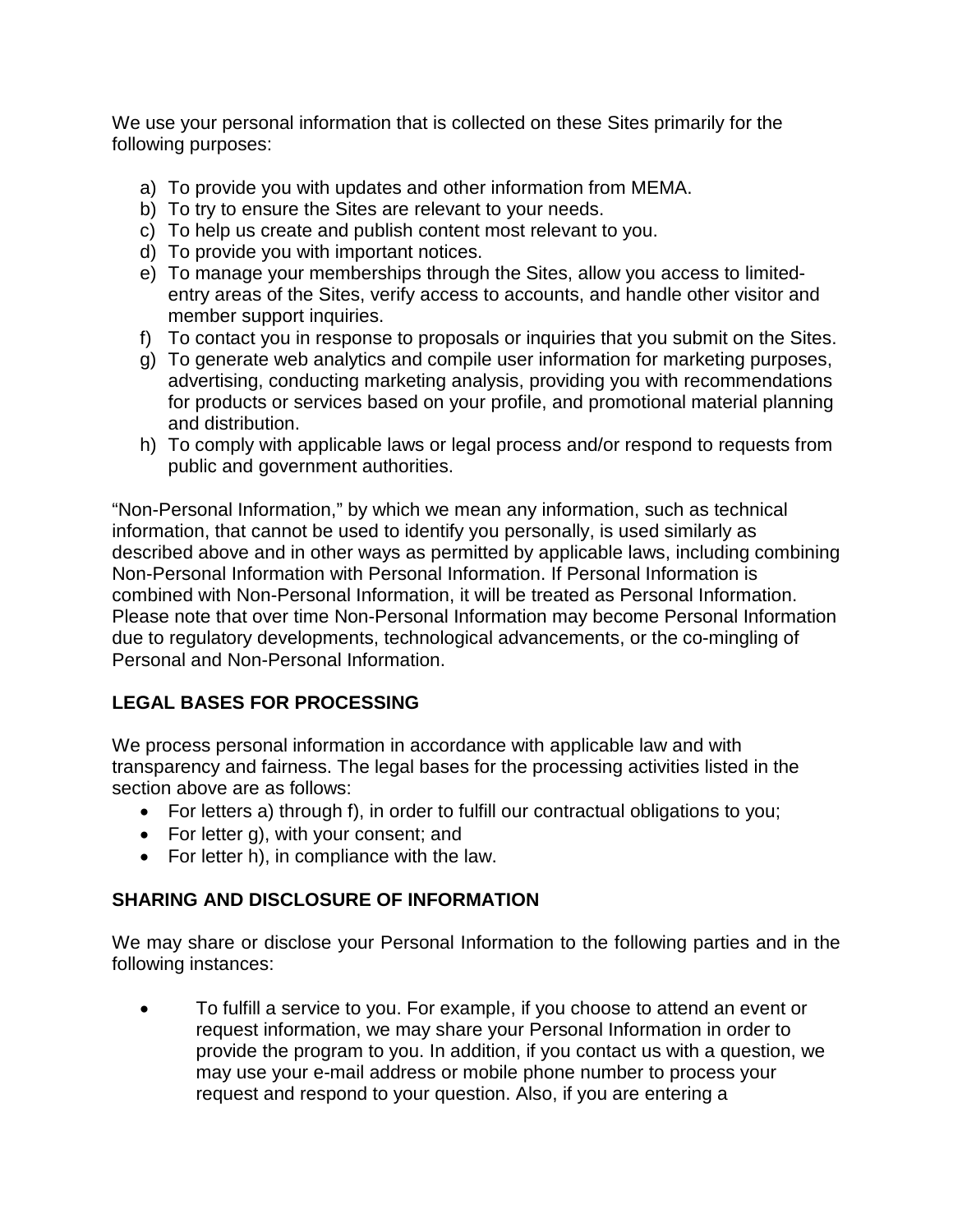We use your personal information that is collected on these Sites primarily for the following purposes:

a) To provide you with updates and other information from MEMA.
b) To try to ensure the Sites are relevant to your needs.
c) To help us create and publish content most relevant to you.
d) To provide you with important notices.
e) To manage your memberships through the Sites, allow you access to limited-entry areas of the Sites, verify access to accounts, and handle other visitor and member support inquiries.
f) To contact you in response to proposals or inquiries that you submit on the Sites.
g) To generate web analytics and compile user information for marketing purposes, advertising, conducting marketing analysis, providing you with recommendations for products or services based on your profile, and promotional material planning and distribution.
h) To comply with applicable laws or legal process and/or respond to requests from public and government authorities.

"Non-Personal Information," by which we mean any information, such as technical information, that cannot be used to identify you personally, is used similarly as described above and in other ways as permitted by applicable laws, including combining Non-Personal Information with Personal Information. If Personal Information is combined with Non-Personal Information, it will be treated as Personal Information. Please note that over time Non-Personal Information may become Personal Information due to regulatory developments, technological advancements, or the co-mingling of Personal and Non-Personal Information.

## LEGAL BASES FOR PROCESSING

We process personal information in accordance with applicable law and with transparency and fairness. The legal bases for the processing activities listed in the section above are as follows:

- For letters a) through f), in order to fulfill our contractual obligations to you;
- For letter g), with your consent; and
- For letter h), in compliance with the law.

## SHARING AND DISCLOSURE OF INFORMATION

We may share or disclose your Personal Information to the following parties and in the following instances:

- To fulfill a service to you. For example, if you choose to attend an event or request information, we may share your Personal Information in order to provide the program to you. In addition, if you contact us with a question, we may use your e-mail address or mobile phone number to process your request and respond to your question. Also, if you are entering a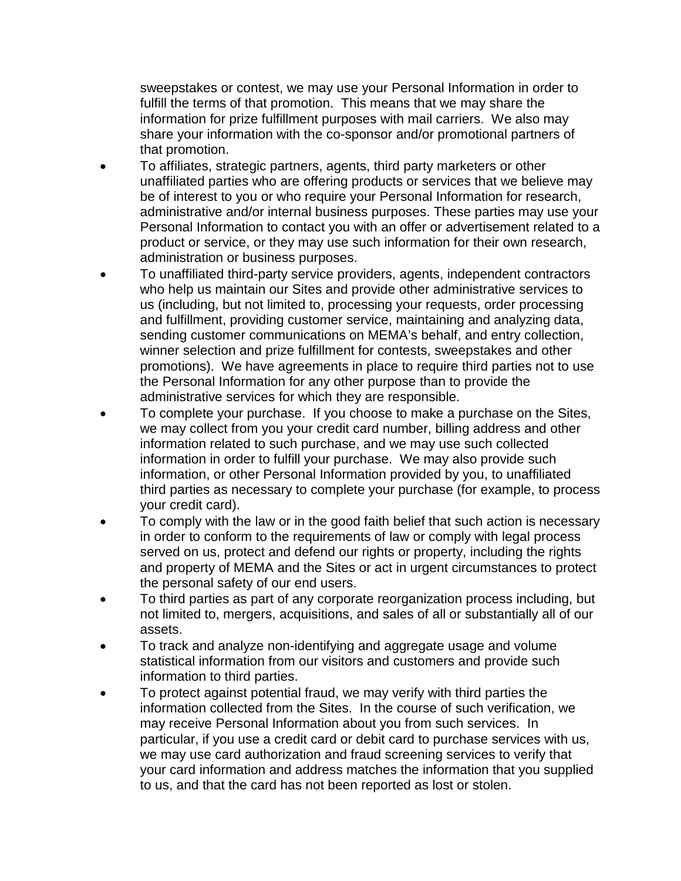sweepstakes or contest, we may use your Personal Information in order to fulfill the terms of that promotion. This means that we may share the information for prize fulfillment purposes with mail carriers. We also may share your information with the co-sponsor and/or promotional partners of that promotion.

- To affiliates, strategic partners, agents, third party marketers or other unaffiliated parties who are offering products or services that we believe may be of interest to you or who require your Personal Information for research, administrative and/or internal business purposes. These parties may use your Personal Information to contact you with an offer or advertisement related to a product or service, or they may use such information for their own research, administration or business purposes.
- To unaffiliated third-party service providers, agents, independent contractors who help us maintain our Sites and provide other administrative services to us (including, but not limited to, processing your requests, order processing and fulfillment, providing customer service, maintaining and analyzing data, sending customer communications on MEMA's behalf, and entry collection, winner selection and prize fulfillment for contests, sweepstakes and other promotions). We have agreements in place to require third parties not to use the Personal Information for any other purpose than to provide the administrative services for which they are responsible.
- To complete your purchase. If you choose to make a purchase on the Sites, we may collect from you your credit card number, billing address and other information related to such purchase, and we may use such collected information in order to fulfill your purchase. We may also provide such information, or other Personal Information provided by you, to unaffiliated third parties as necessary to complete your purchase (for example, to process your credit card).
- To comply with the law or in the good faith belief that such action is necessary in order to conform to the requirements of law or comply with legal process served on us, protect and defend our rights or property, including the rights and property of MEMA and the Sites or act in urgent circumstances to protect the personal safety of our end users.
- To third parties as part of any corporate reorganization process including, but not limited to, mergers, acquisitions, and sales of all or substantially all of our assets.
- To track and analyze non-identifying and aggregate usage and volume statistical information from our visitors and customers and provide such information to third parties.
- To protect against potential fraud, we may verify with third parties the information collected from the Sites. In the course of such verification, we may receive Personal Information about you from such services. In particular, if you use a credit card or debit card to purchase services with us, we may use card authorization and fraud screening services to verify that your card information and address matches the information that you supplied to us, and that the card has not been reported as lost or stolen.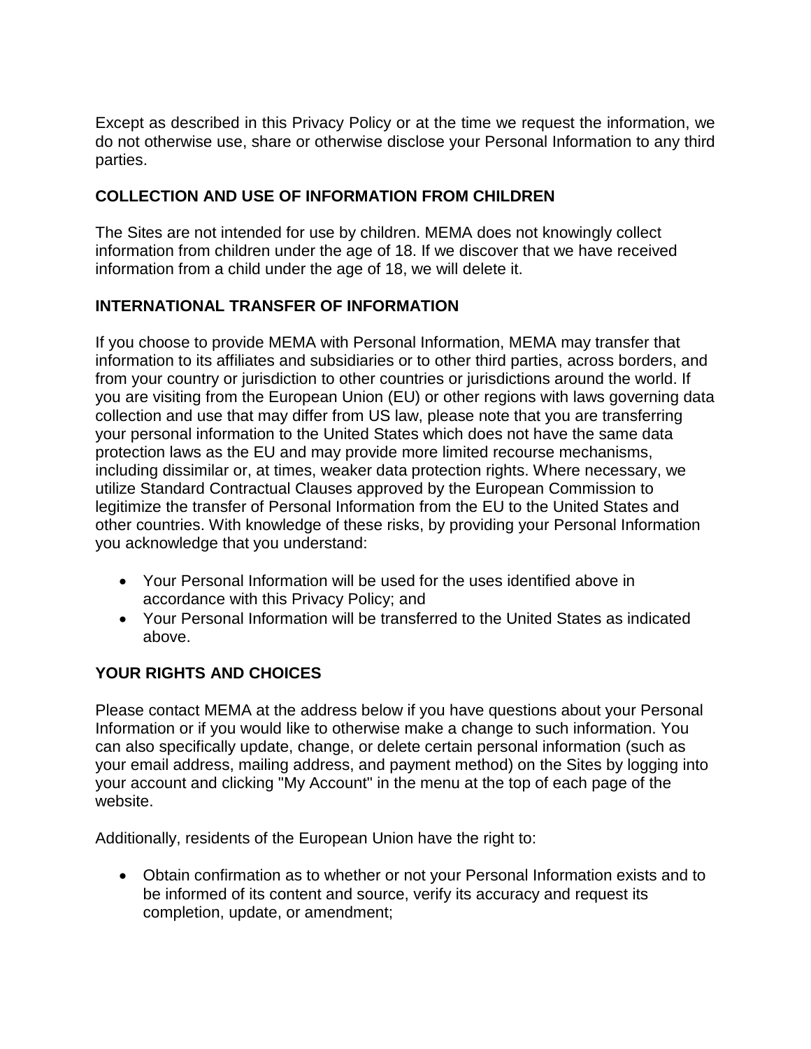Except as described in this Privacy Policy or at the time we request the information, we do not otherwise use, share or otherwise disclose your Personal Information to any third parties.

## COLLECTION AND USE OF INFORMATION FROM CHILDREN

The Sites are not intended for use by children. MEMA does not knowingly collect information from children under the age of 18. If we discover that we have received information from a child under the age of 18, we will delete it.

## INTERNATIONAL TRANSFER OF INFORMATION

If you choose to provide MEMA with Personal Information, MEMA may transfer that information to its affiliates and subsidiaries or to other third parties, across borders, and from your country or jurisdiction to other countries or jurisdictions around the world. If you are visiting from the European Union (EU) or other regions with laws governing data collection and use that may differ from US law, please note that you are transferring your personal information to the United States which does not have the same data protection laws as the EU and may provide more limited recourse mechanisms, including dissimilar or, at times, weaker data protection rights. Where necessary, we utilize Standard Contractual Clauses approved by the European Commission to legitimize the transfer of Personal Information from the EU to the United States and other countries. With knowledge of these risks, by providing your Personal Information you acknowledge that you understand:

- Your Personal Information will be used for the uses identified above in accordance with this Privacy Policy; and
- Your Personal Information will be transferred to the United States as indicated above.

## YOUR RIGHTS AND CHOICES

Please contact MEMA at the address below if you have questions about your Personal Information or if you would like to otherwise make a change to such information. You can also specifically update, change, or delete certain personal information (such as your email address, mailing address, and payment method) on the Sites by logging into your account and clicking "My Account" in the menu at the top of each page of the website.

Additionally, residents of the European Union have the right to:

- Obtain confirmation as to whether or not your Personal Information exists and to be informed of its content and source, verify its accuracy and request its completion, update, or amendment;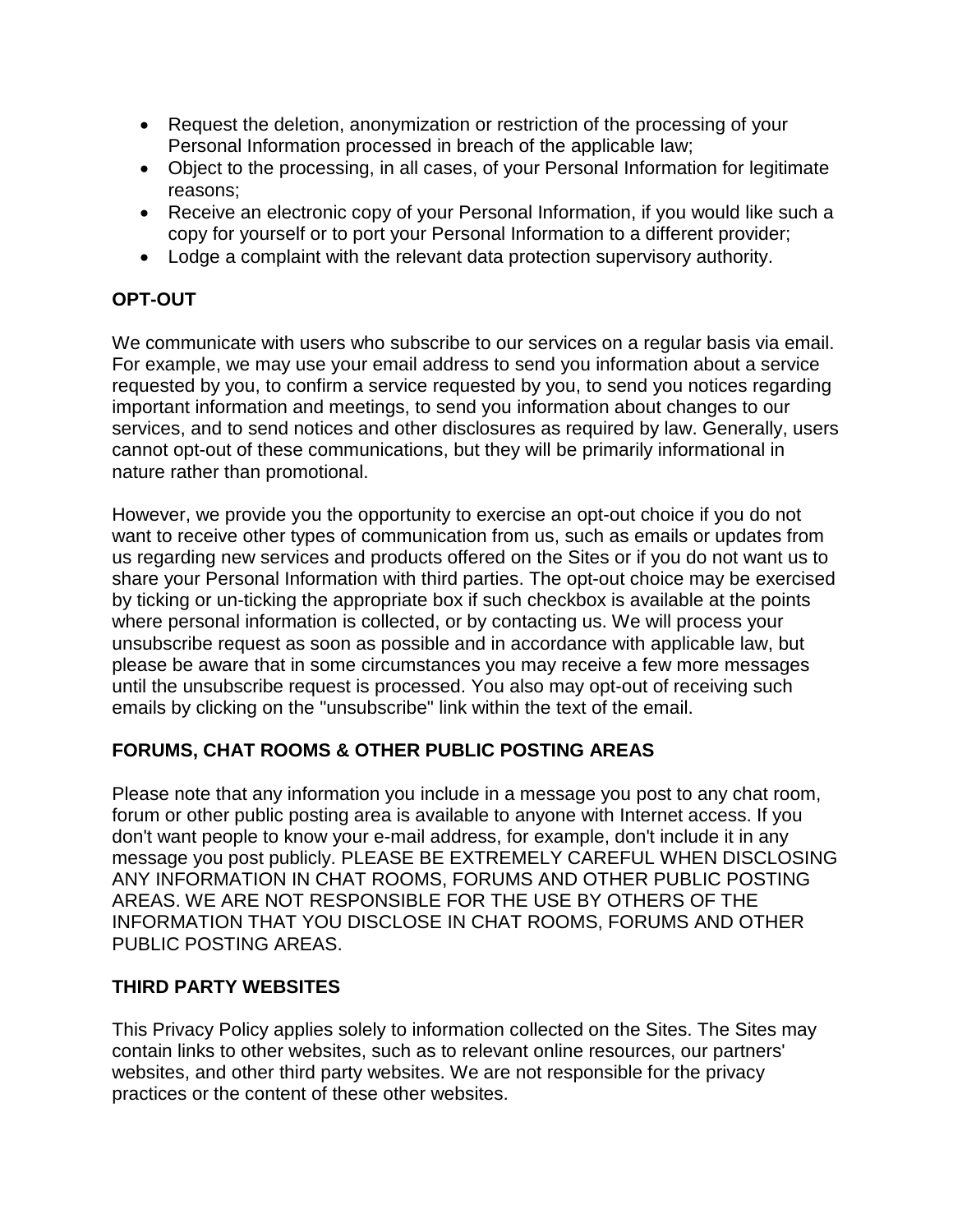- Request the deletion, anonymization or restriction of the processing of your Personal Information processed in breach of the applicable law;
- Object to the processing, in all cases, of your Personal Information for legitimate reasons;
- Receive an electronic copy of your Personal Information, if you would like such a copy for yourself or to port your Personal Information to a different provider;
- Lodge a complaint with the relevant data protection supervisory authority.

**OPT-OUT**

We communicate with users who subscribe to our services on a regular basis via email. For example, we may use your email address to send you information about a service requested by you, to confirm a service requested by you, to send you notices regarding important information and meetings, to send you information about changes to our services, and to send notices and other disclosures as required by law. Generally, users cannot opt-out of these communications, but they will be primarily informational in nature rather than promotional.

However, we provide you the opportunity to exercise an opt-out choice if you do not want to receive other types of communication from us, such as emails or updates from us regarding new services and products offered on the Sites or if you do not want us to share your Personal Information with third parties. The opt-out choice may be exercised by ticking or un-ticking the appropriate box if such checkbox is available at the points where personal information is collected, or by contacting us. We will process your unsubscribe request as soon as possible and in accordance with applicable law, but please be aware that in some circumstances you may receive a few more messages until the unsubscribe request is processed. You also may opt-out of receiving such emails by clicking on the "unsubscribe" link within the text of the email.

**FORUMS, CHAT ROOMS & OTHER PUBLIC POSTING AREAS**

Please note that any information you include in a message you post to any chat room, forum or other public posting area is available to anyone with Internet access. If you don't want people to know your e-mail address, for example, don't include it in any message you post publicly. PLEASE BE EXTREMELY CAREFUL WHEN DISCLOSING ANY INFORMATION IN CHAT ROOMS, FORUMS AND OTHER PUBLIC POSTING AREAS. WE ARE NOT RESPONSIBLE FOR THE USE BY OTHERS OF THE INFORMATION THAT YOU DISCLOSE IN CHAT ROOMS, FORUMS AND OTHER PUBLIC POSTING AREAS.

**THIRD PARTY WEBSITES**

This Privacy Policy applies solely to information collected on the Sites. The Sites may contain links to other websites, such as to relevant online resources, our partners' websites, and other third party websites. We are not responsible for the privacy practices or the content of these other websites.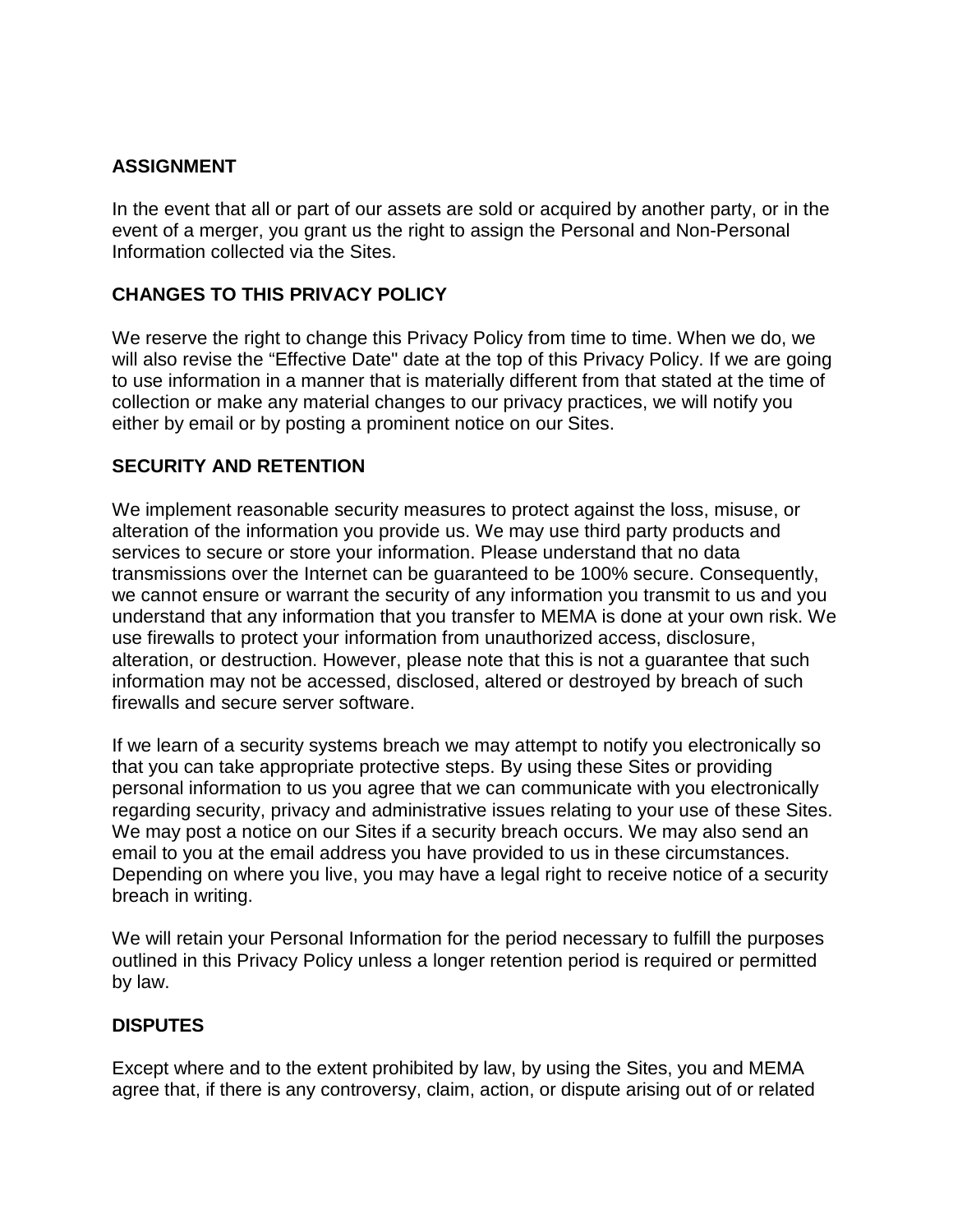## ASSIGNMENT

In the event that all or part of our assets are sold or acquired by another party, or in the event of a merger, you grant us the right to assign the Personal and Non-Personal Information collected via the Sites.

## CHANGES TO THIS PRIVACY POLICY

We reserve the right to change this Privacy Policy from time to time. When we do, we will also revise the "Effective Date" date at the top of this Privacy Policy. If we are going to use information in a manner that is materially different from that stated at the time of collection or make any material changes to our privacy practices, we will notify you either by email or by posting a prominent notice on our Sites.

## SECURITY AND RETENTION

We implement reasonable security measures to protect against the loss, misuse, or alteration of the information you provide us. We may use third party products and services to secure or store your information. Please understand that no data transmissions over the Internet can be guaranteed to be 100% secure. Consequently, we cannot ensure or warrant the security of any information you transmit to us and you understand that any information that you transfer to MEMA is done at your own risk. We use firewalls to protect your information from unauthorized access, disclosure, alteration, or destruction. However, please note that this is not a guarantee that such information may not be accessed, disclosed, altered or destroyed by breach of such firewalls and secure server software.

If we learn of a security systems breach we may attempt to notify you electronically so that you can take appropriate protective steps. By using these Sites or providing personal information to us you agree that we can communicate with you electronically regarding security, privacy and administrative issues relating to your use of these Sites. We may post a notice on our Sites if a security breach occurs. We may also send an email to you at the email address you have provided to us in these circumstances. Depending on where you live, you may have a legal right to receive notice of a security breach in writing.

We will retain your Personal Information for the period necessary to fulfill the purposes outlined in this Privacy Policy unless a longer retention period is required or permitted by law.

## DISPUTES

Except where and to the extent prohibited by law, by using the Sites, you and MEMA agree that, if there is any controversy, claim, action, or dispute arising out of or related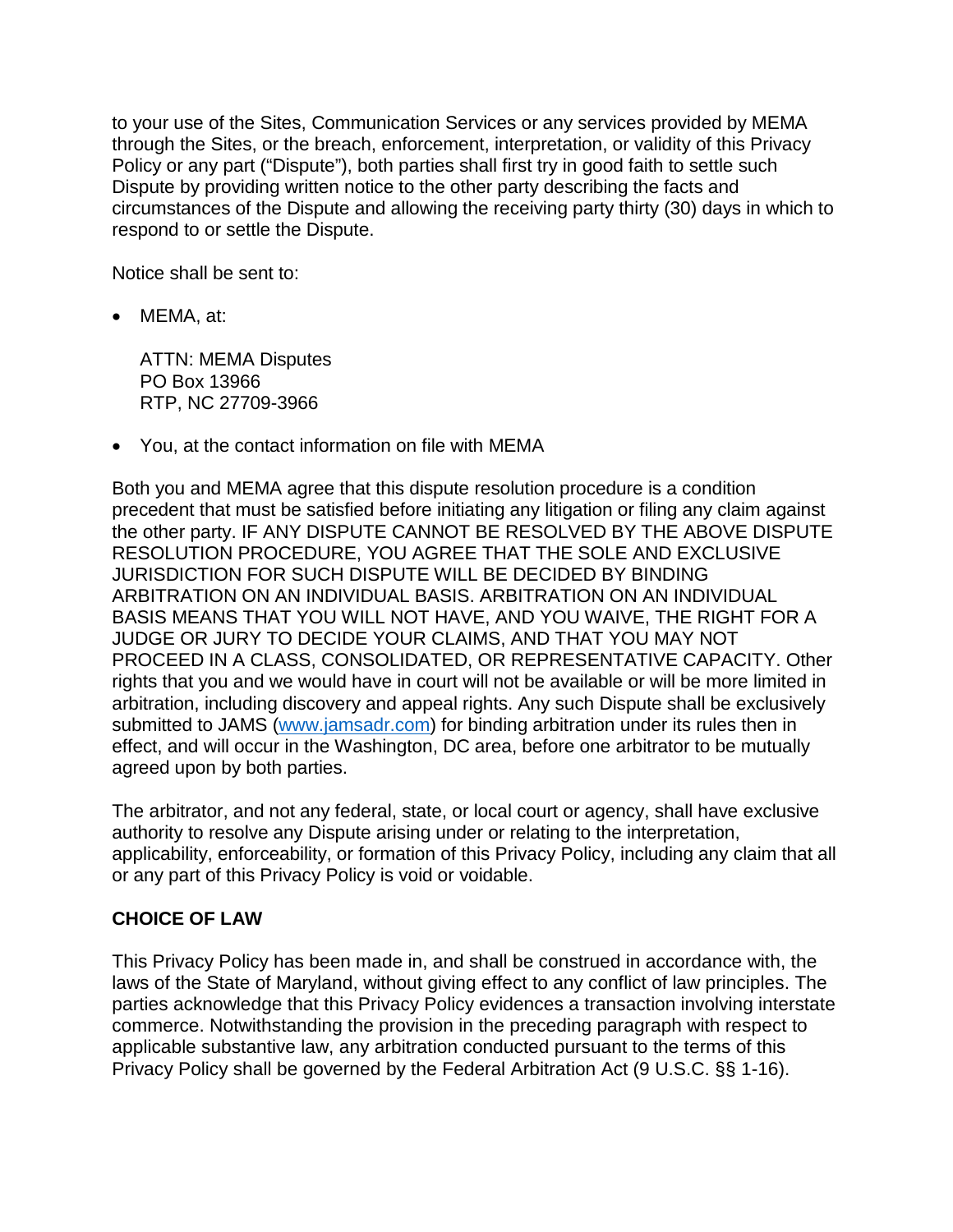to your use of the Sites, Communication Services or any services provided by MEMA through the Sites, or the breach, enforcement, interpretation, or validity of this Privacy Policy or any part ("Dispute"), both parties shall first try in good faith to settle such Dispute by providing written notice to the other party describing the facts and circumstances of the Dispute and allowing the receiving party thirty (30) days in which to respond to or settle the Dispute.

Notice shall be sent to:

- MEMA, at:

  ATTN: MEMA Disputes
  PO Box 13966
  RTP, NC 27709-3966

- You, at the contact information on file with MEMA

Both you and MEMA agree that this dispute resolution procedure is a condition precedent that must be satisfied before initiating any litigation or filing any claim against the other party. IF ANY DISPUTE CANNOT BE RESOLVED BY THE ABOVE DISPUTE RESOLUTION PROCEDURE, YOU AGREE THAT THE SOLE AND EXCLUSIVE JURISDICTION FOR SUCH DISPUTE WILL BE DECIDED BY BINDING ARBITRATION ON AN INDIVIDUAL BASIS. ARBITRATION ON AN INDIVIDUAL BASIS MEANS THAT YOU WILL NOT HAVE, AND YOU WAIVE, THE RIGHT FOR A JUDGE OR JURY TO DECIDE YOUR CLAIMS, AND THAT YOU MAY NOT PROCEED IN A CLASS, CONSOLIDATED, OR REPRESENTATIVE CAPACITY. Other rights that you and we would have in court will not be available or will be more limited in arbitration, including discovery and appeal rights. Any such Dispute shall be exclusively submitted to JAMS (www.jamsadr.com) for binding arbitration under its rules then in effect, and will occur in the Washington, DC area, before one arbitrator to be mutually agreed upon by both parties.

The arbitrator, and not any federal, state, or local court or agency, shall have exclusive authority to resolve any Dispute arising under or relating to the interpretation, applicability, enforceability, or formation of this Privacy Policy, including any claim that all or any part of this Privacy Policy is void or voidable.

**CHOICE OF LAW**

This Privacy Policy has been made in, and shall be construed in accordance with, the laws of the State of Maryland, without giving effect to any conflict of law principles. The parties acknowledge that this Privacy Policy evidences a transaction involving interstate commerce. Notwithstanding the provision in the preceding paragraph with respect to applicable substantive law, any arbitration conducted pursuant to the terms of this Privacy Policy shall be governed by the Federal Arbitration Act (9 U.S.C. §§ 1-16).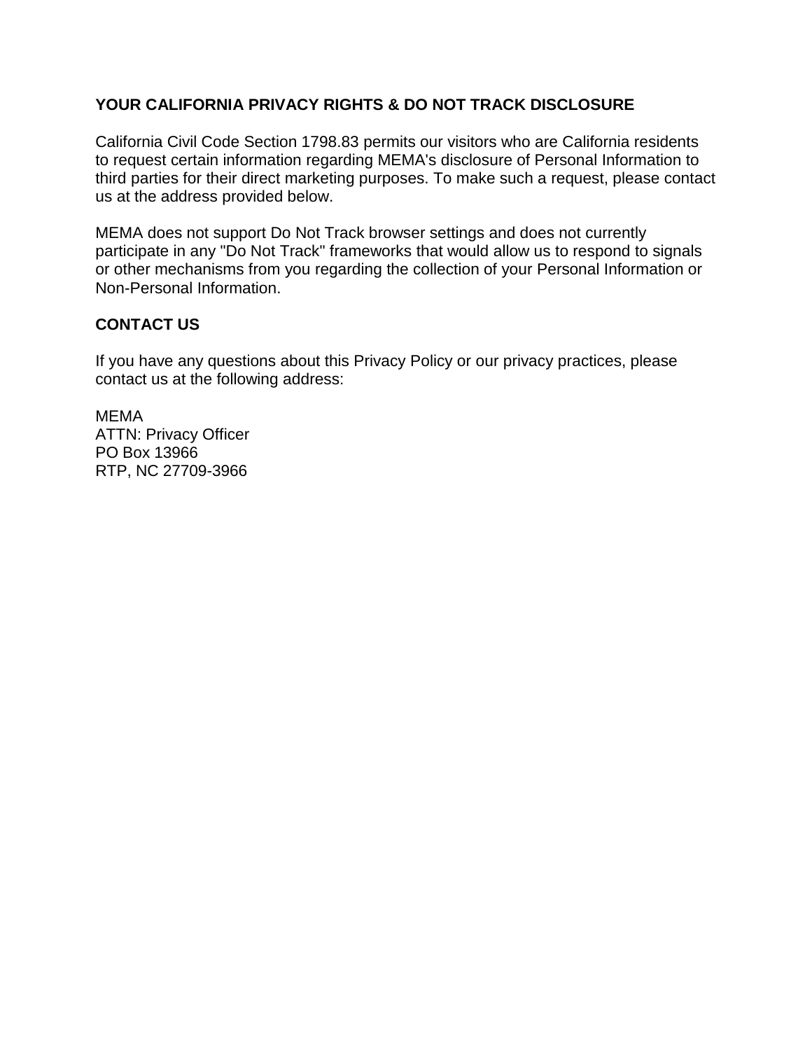## YOUR CALIFORNIA PRIVACY RIGHTS & DO NOT TRACK DISCLOSURE

California Civil Code Section 1798.83 permits our visitors who are California residents to request certain information regarding MEMA's disclosure of Personal Information to third parties for their direct marketing purposes. To make such a request, please contact us at the address provided below.

MEMA does not support Do Not Track browser settings and does not currently participate in any "Do Not Track" frameworks that would allow us to respond to signals or other mechanisms from you regarding the collection of your Personal Information or Non-Personal Information.

## CONTACT US

If you have any questions about this Privacy Policy or our privacy practices, please contact us at the following address:

MEMA  
ATTN: Privacy Officer  
PO Box 13966  
RTP, NC 27709-3966